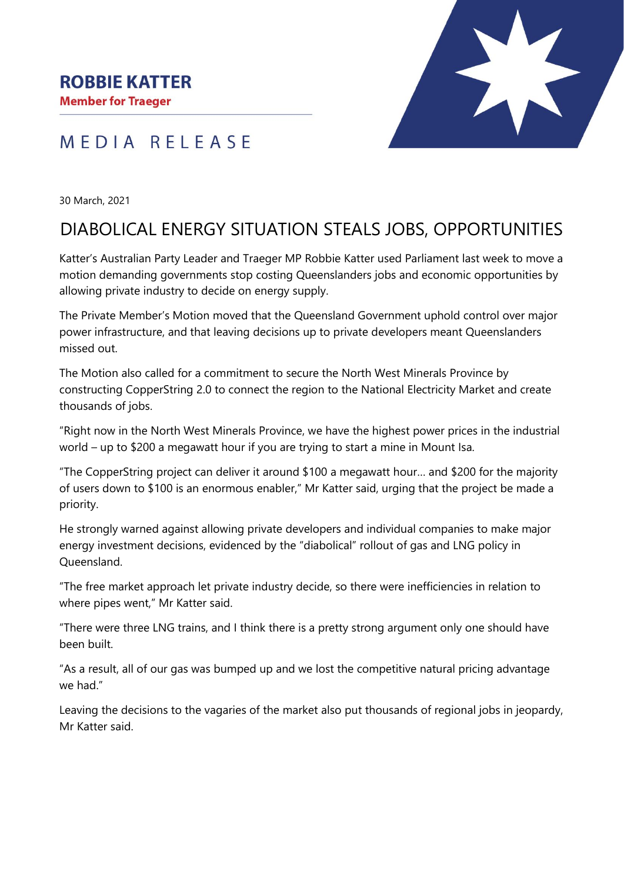**ROBBIE KATTER**

**Member for Traeger**

MEDIA RELEASE

30 March, 2021

# DIABOLICAL ENERGY SITUATION STEALS JOBS, OPPORTUNITIES

Katter's Australian Party Leader and Traeger MP Robbie Katter used Parliament last week to move a motion demanding governments stop costing Queenslanders jobs and economic opportunities by allowing private industry to decide on energy supply.

The Private Member's Motion moved that the Queensland Government uphold control over major power infrastructure, and that leaving decisions up to private developers meant Queenslanders missed out.

The Motion also called for a commitment to secure the North West Minerals Province by constructing CopperString 2.0 to connect the region to the National Electricity Market and create thousands of jobs.

"Right now in the North West Minerals Province, we have the highest power prices in the industrial world – up to $200 a megawatt hour if you are trying to start a mine in Mount Isa.

"The CopperString project can deliver it around $100 a megawatt hour… and $200 for the majority of users down to $100 is an enormous enabler," Mr Katter said, urging that the project be made a priority.

He strongly warned against allowing private developers and individual companies to make major energy investment decisions, evidenced by the "diabolical" rollout of gas and LNG policy in Queensland.

"The free market approach let private industry decide, so there were inefficiencies in relation to where pipes went," Mr Katter said.

"There were three LNG trains, and I think there is a pretty strong argument only one should have been built.

"As a result, all of our gas was bumped up and we lost the competitive natural pricing advantage we had."

Leaving the decisions to the vagaries of the market also put thousands of regional jobs in jeopardy, Mr Katter said.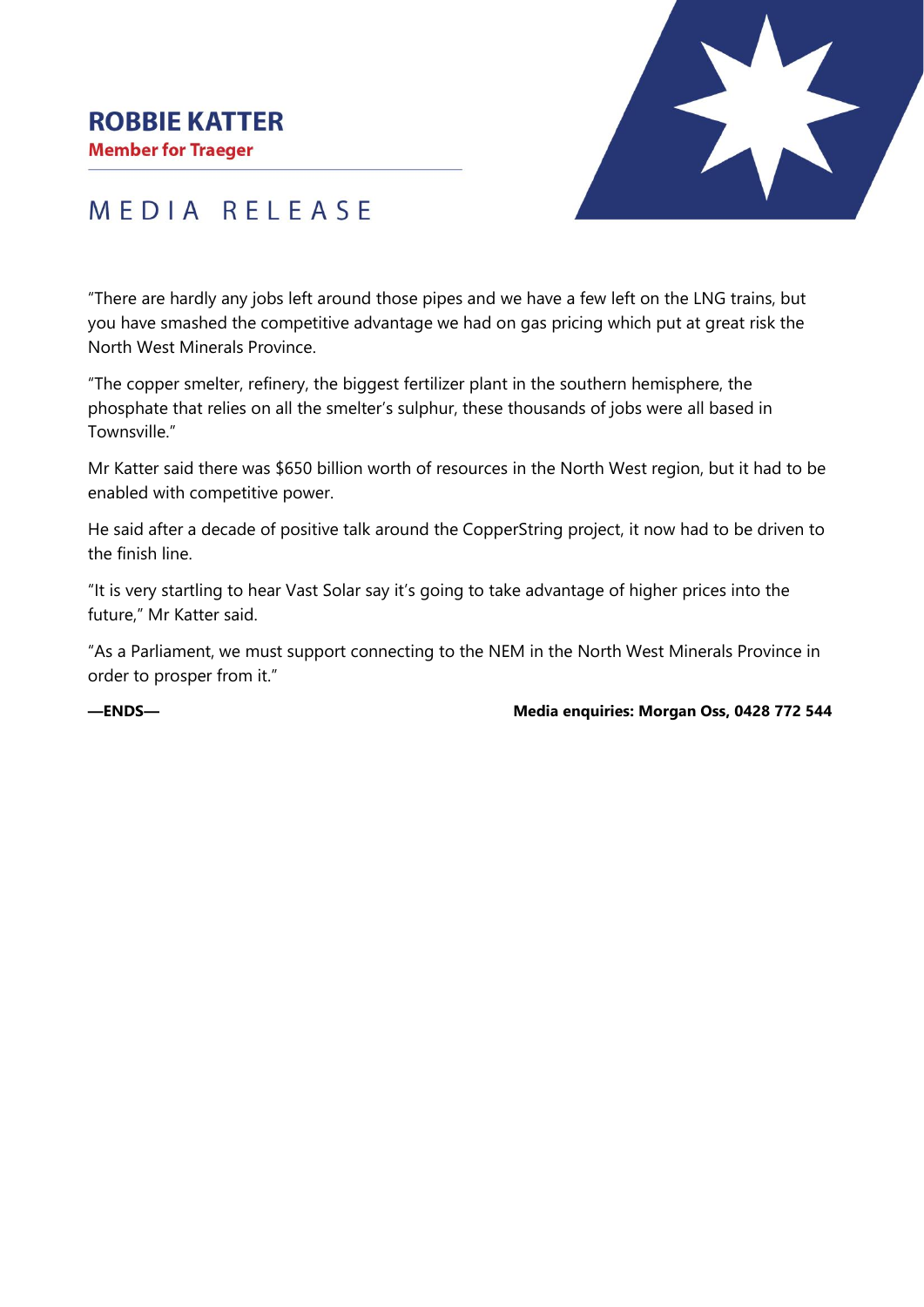# ROBBIE KATTER

**Member for Traeger**

MEDIA RELEASE

"There are hardly any jobs left around those pipes and we have a few left on the LNG trains, but you have smashed the competitive advantage we had on gas pricing which put at great risk the North West Minerals Province.

"The copper smelter, refinery, the biggest fertilizer plant in the southern hemisphere, the phosphate that relies on all the smelter's sulphur, these thousands of jobs were all based in Townsville."

Mr Katter said there was $650 billion worth of resources in the North West region, but it had to be enabled with competitive power.

He said after a decade of positive talk around the CopperString project, it now had to be driven to the finish line.

"It is very startling to hear Vast Solar say it's going to take advantage of higher prices into the future," Mr Katter said.

"As a Parliament, we must support connecting to the NEM in the North West Minerals Province in order to prosper from it."

**—ENDS—**

**Media enquiries: Morgan Oss, 0428 772 544**